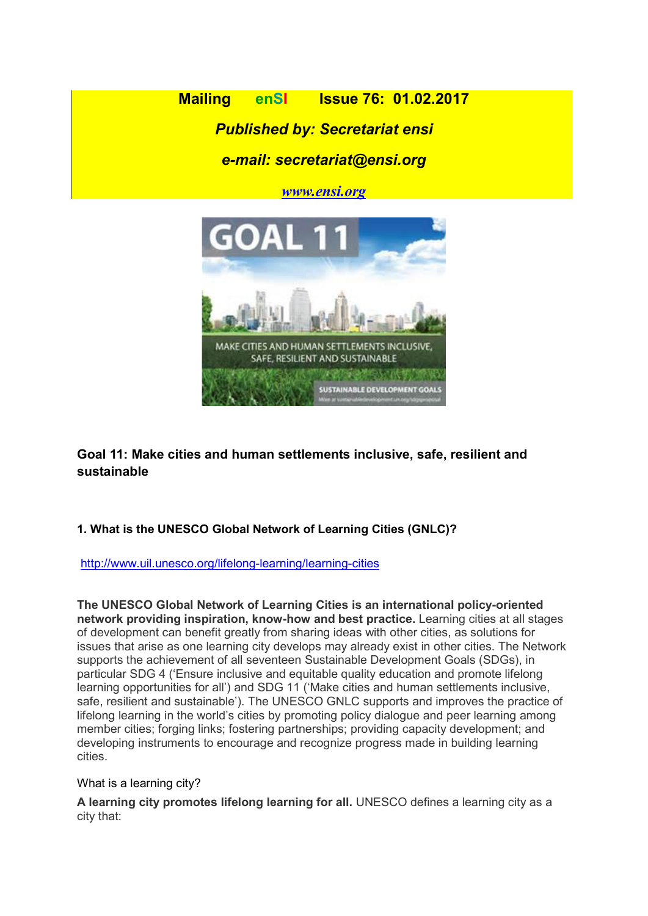**Mailing enSI Issue 76: 01.02.2017**

***Published by: Secretariat ensi***

***e-mail: secretariat@ensi.org***

***www.ensi.org***

## Goal 11: Make cities and human settlements inclusive, safe, resilient and sustainable

### 1. What is the UNESCO Global Network of Learning Cities (GNLC)?

http://www.uil.unesco.org/lifelong-learning/learning-cities

**The UNESCO Global Network of Learning Cities is an international policy-oriented network providing inspiration, know-how and best practice.** Learning cities at all stages of development can benefit greatly from sharing ideas with other cities, as solutions for issues that arise as one learning city develops may already exist in other cities. The Network supports the achievement of all seventeen Sustainable Development Goals (SDGs), in particular SDG 4 ('Ensure inclusive and equitable quality education and promote lifelong learning opportunities for all') and SDG 11 ('Make cities and human settlements inclusive, safe, resilient and sustainable'). The UNESCO GNLC supports and improves the practice of lifelong learning in the world's cities by promoting policy dialogue and peer learning among member cities; forging links; fostering partnerships; providing capacity development; and developing instruments to encourage and recognize progress made in building learning cities.

What is a learning city?

**A learning city promotes lifelong learning for all.** UNESCO defines a learning city as a city that: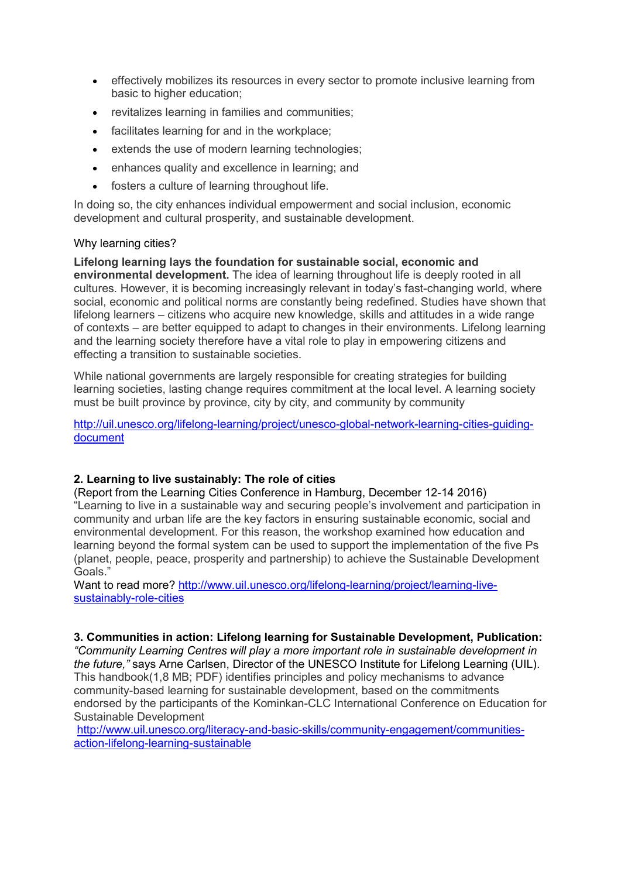- effectively mobilizes its resources in every sector to promote inclusive learning from basic to higher education;
- revitalizes learning in families and communities;
- facilitates learning for and in the workplace;
- extends the use of modern learning technologies;
- enhances quality and excellence in learning; and
- fosters a culture of learning throughout life.

In doing so, the city enhances individual empowerment and social inclusion, economic development and cultural prosperity, and sustainable development.

Why learning cities?

**Lifelong learning lays the foundation for sustainable social, economic and environmental development.** The idea of learning throughout life is deeply rooted in all cultures. However, it is becoming increasingly relevant in today's fast-changing world, where social, economic and political norms are constantly being redefined. Studies have shown that lifelong learners – citizens who acquire new knowledge, skills and attitudes in a wide range of contexts – are better equipped to adapt to changes in their environments. Lifelong learning and the learning society therefore have a vital role to play in empowering citizens and effecting a transition to sustainable societies.

While national governments are largely responsible for creating strategies for building learning societies, lasting change requires commitment at the local level. A learning society must be built province by province, city by city, and community by community

http://uil.unesco.org/lifelong-learning/project/unesco-global-network-learning-cities-guiding-document

**2. Learning to live sustainably: The role of cities**
(Report from the Learning Cities Conference in Hamburg, December 12-14 2016)
"Learning to live in a sustainable way and securing people's involvement and participation in community and urban life are the key factors in ensuring sustainable economic, social and environmental development. For this reason, the workshop examined how education and learning beyond the formal system can be used to support the implementation of the five Ps (planet, people, peace, prosperity and partnership) to achieve the Sustainable Development Goals."
Want to read more? http://www.uil.unesco.org/lifelong-learning/project/learning-live-sustainably-role-cities

**3. Communities in action: Lifelong learning for Sustainable Development, Publication:**
*"Community Learning Centres will play a more important role in sustainable development in the future,"* says Arne Carlsen, Director of the UNESCO Institute for Lifelong Learning (UIL). This handbook(1,8 MB; PDF) identifies principles and policy mechanisms to advance community-based learning for sustainable development, based on the commitments endorsed by the participants of the Kominkan-CLC International Conference on Education for Sustainable Development
http://www.uil.unesco.org/literacy-and-basic-skills/community-engagement/communities-action-lifelong-learning-sustainable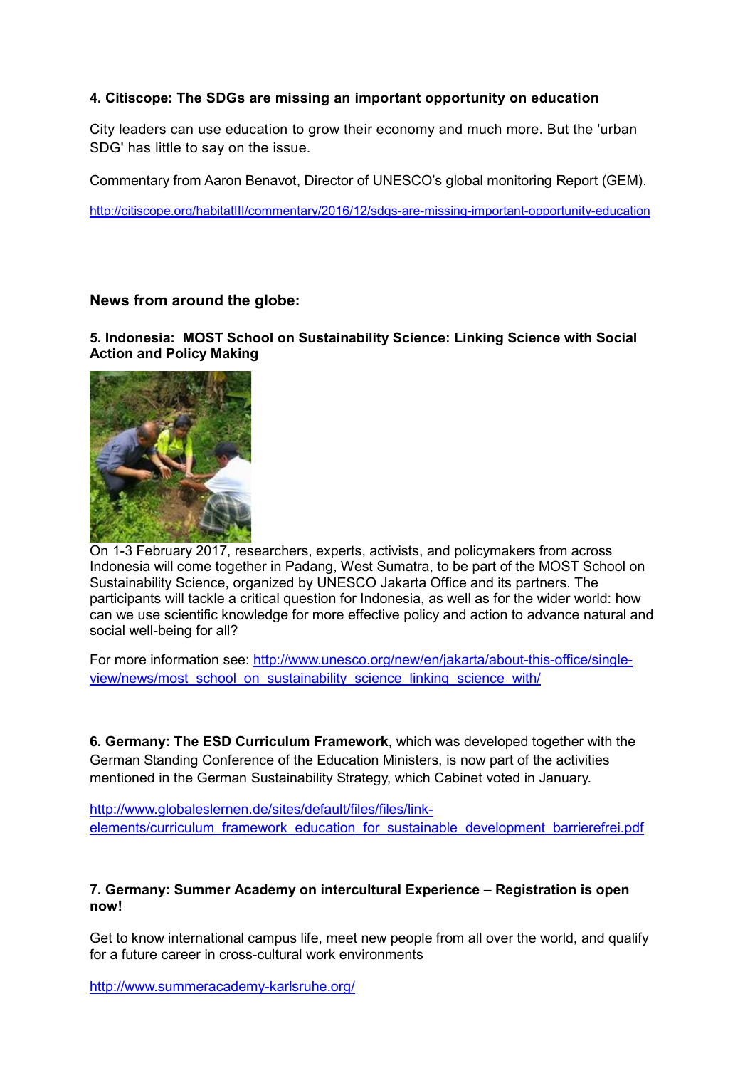**4. Citiscope: The SDGs are missing an important opportunity on education**

City leaders can use education to grow their economy and much more. But the 'urban SDG' has little to say on the issue.

Commentary from Aaron Benavot, Director of UNESCO's global monitoring Report (GEM).

http://citiscope.org/habitatIII/commentary/2016/12/sdgs-are-missing-important-opportunity-education

### News from around the globe:

**5. Indonesia: MOST School on Sustainability Science: Linking Science with Social Action and Policy Making**

On 1-3 February 2017, researchers, experts, activists, and policymakers from across Indonesia will come together in Padang, West Sumatra, to be part of the MOST School on Sustainability Science, organized by UNESCO Jakarta Office and its partners. The participants will tackle a critical question for Indonesia, as well as for the wider world: how can we use scientific knowledge for more effective policy and action to advance natural and social well-being for all?

For more information see: http://www.unesco.org/new/en/jakarta/about-this-office/single-view/news/most_school_on_sustainability_science_linking_science_with/

**6. Germany: The ESD Curriculum Framework**, which was developed together with the German Standing Conference of the Education Ministers, is now part of the activities mentioned in the German Sustainability Strategy, which Cabinet voted in January.

http://www.globaleslernen.de/sites/default/files/files/link-elements/curriculum_framework_education_for_sustainable_development_barrierefrei.pdf

**7. Germany: Summer Academy on intercultural Experience – Registration is open now!**

Get to know international campus life, meet new people from all over the world, and qualify for a future career in cross-cultural work environments

http://www.summeracademy-karlsruhe.org/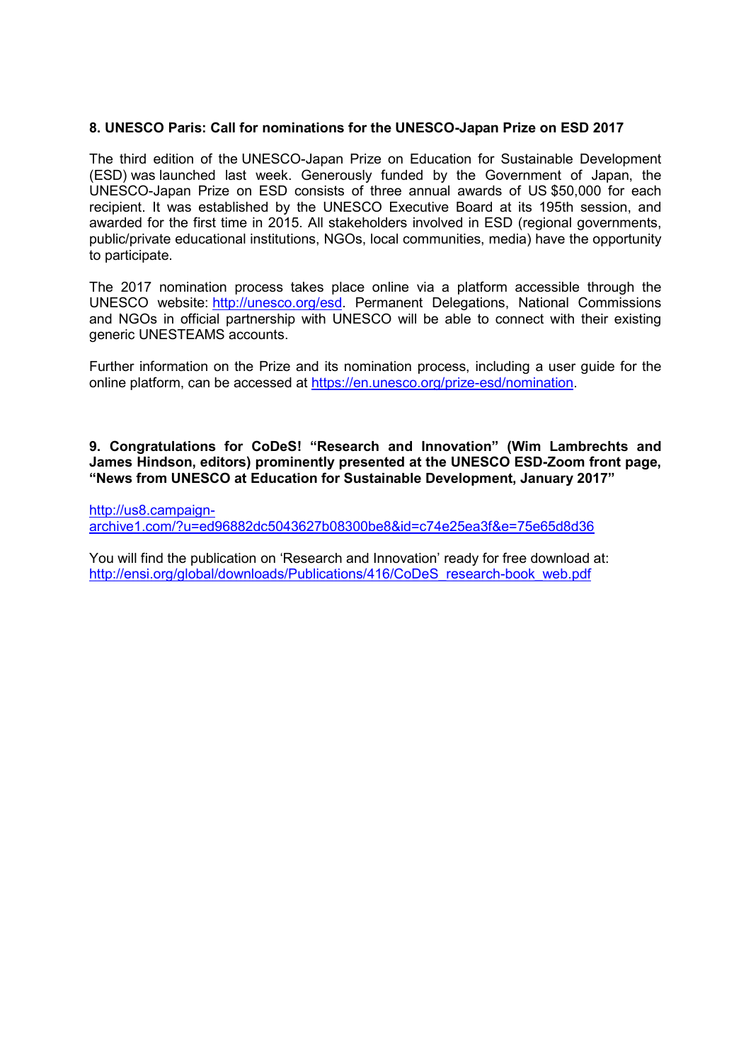### 8. UNESCO Paris: Call for nominations for the UNESCO-Japan Prize on ESD 2017

The third edition of the UNESCO-Japan Prize on Education for Sustainable Development (ESD) was launched last week. Generously funded by the Government of Japan, the UNESCO-Japan Prize on ESD consists of three annual awards of US $50,000 for each recipient. It was established by the UNESCO Executive Board at its 195th session, and awarded for the first time in 2015. All stakeholders involved in ESD (regional governments, public/private educational institutions, NGOs, local communities, media) have the opportunity to participate.

The 2017 nomination process takes place online via a platform accessible through the UNESCO website: http://unesco.org/esd. Permanent Delegations, National Commissions and NGOs in official partnership with UNESCO will be able to connect with their existing generic UNESTEAMS accounts.

Further information on the Prize and its nomination process, including a user guide for the online platform, can be accessed at https://en.unesco.org/prize-esd/nomination.

### 9. Congratulations for CoDeS! "Research and Innovation" (Wim Lambrechts and James Hindson, editors) prominently presented at the UNESCO ESD-Zoom front page, "News from UNESCO at Education for Sustainable Development, January 2017"

http://us8.campaign-archive1.com/?u=ed96882dc5043627b08300be8&id=c74e25ea3f&e=75e65d8d36

You will find the publication on 'Research and Innovation' ready for free download at: http://ensi.org/global/downloads/Publications/416/CoDeS_research-book_web.pdf